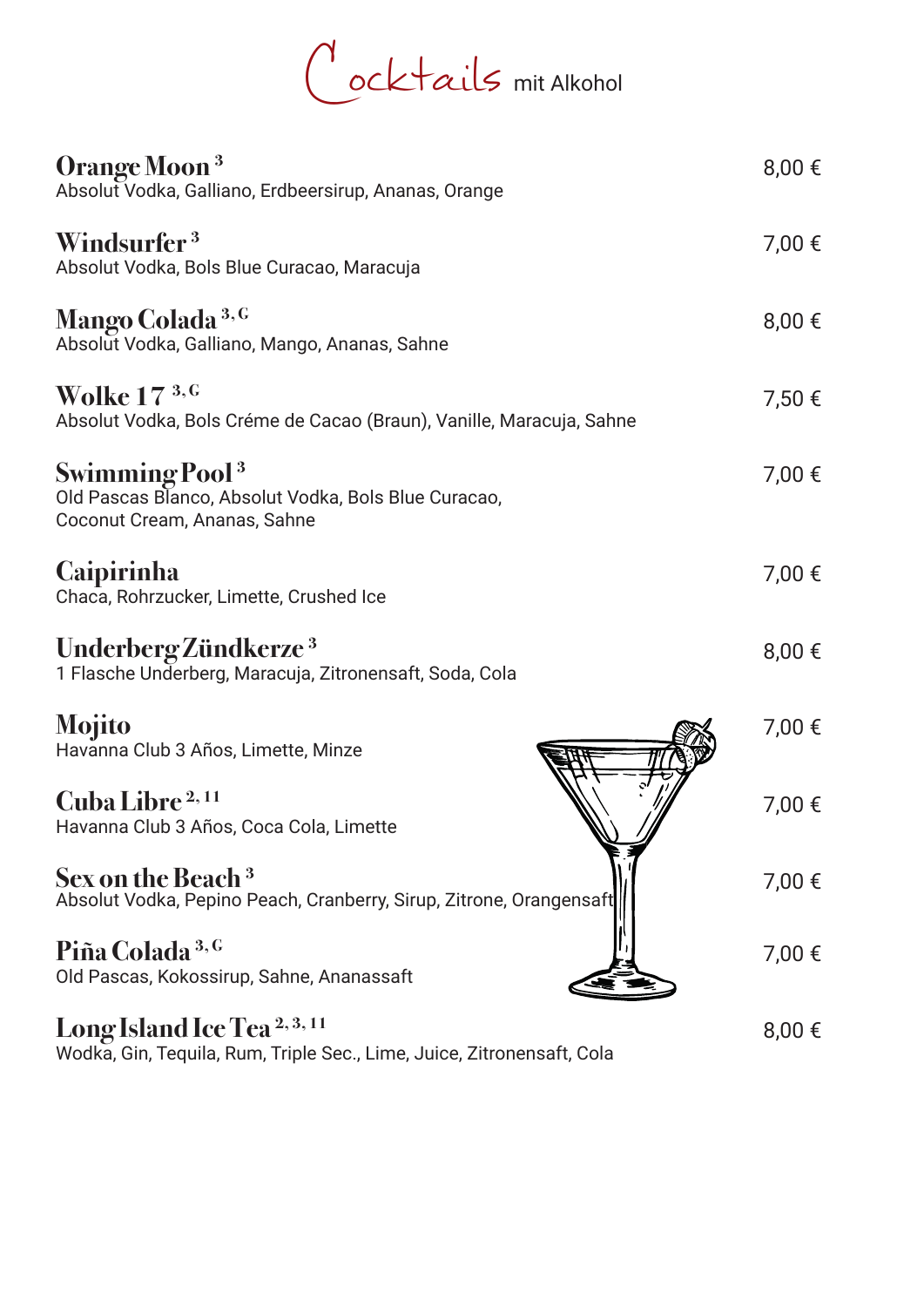# Cocktails mit Alkohol

**Orange Moon** [3] — 8,00 €
Absolut Vodka, Galliano, Erdbeersirup, Ananas, Orange

**Windsurfer** [3] — 7,00 €
Absolut Vodka, Bols Blue Curacao, Maracuja

**Mango Colada** [3, G] — 8,00 €
Absolut Vodka, Galliano, Mango, Ananas, Sahne

**Wolke 17** [3, G] — 7,50 €
Absolut Vodka, Bols Créme de Cacao (Braun), Vanille, Maracuja, Sahne

**Swimming Pool** [3] — 7,00 €
Old Pascas Blanco, Absolut Vodka, Bols Blue Curacao,
Coconut Cream, Ananas, Sahne

**Caipirinha** — 7,00 €
Chaca, Rohrzucker, Limette, Crushed Ice

**Underberg Zündkerze** [3] — 8,00 €
1 Flasche Underberg, Maracuja, Zitronensaft, Soda, Cola

**Mojito** — 7,00 €
Havanna Club 3 Años, Limette, Minze

**Cuba Libre** [2, 11] — 7,00 €
Havanna Club 3 Años, Coca Cola, Limette

**Sex on the Beach** [3] — 7,00 €
Absolut Vodka, Pepino Peach, Cranberry, Sirup, Zitrone, Orangensaft

**Piña Colada** [3, G] — 7,00 €
Old Pascas, Kokossirup, Sahne, Ananassaft

**Long Island Ice Tea** [2, 3, 11] — 8,00 €
Wodka, Gin, Tequila, Rum, Triple Sec., Lime, Juice, Zitronensaft, Cola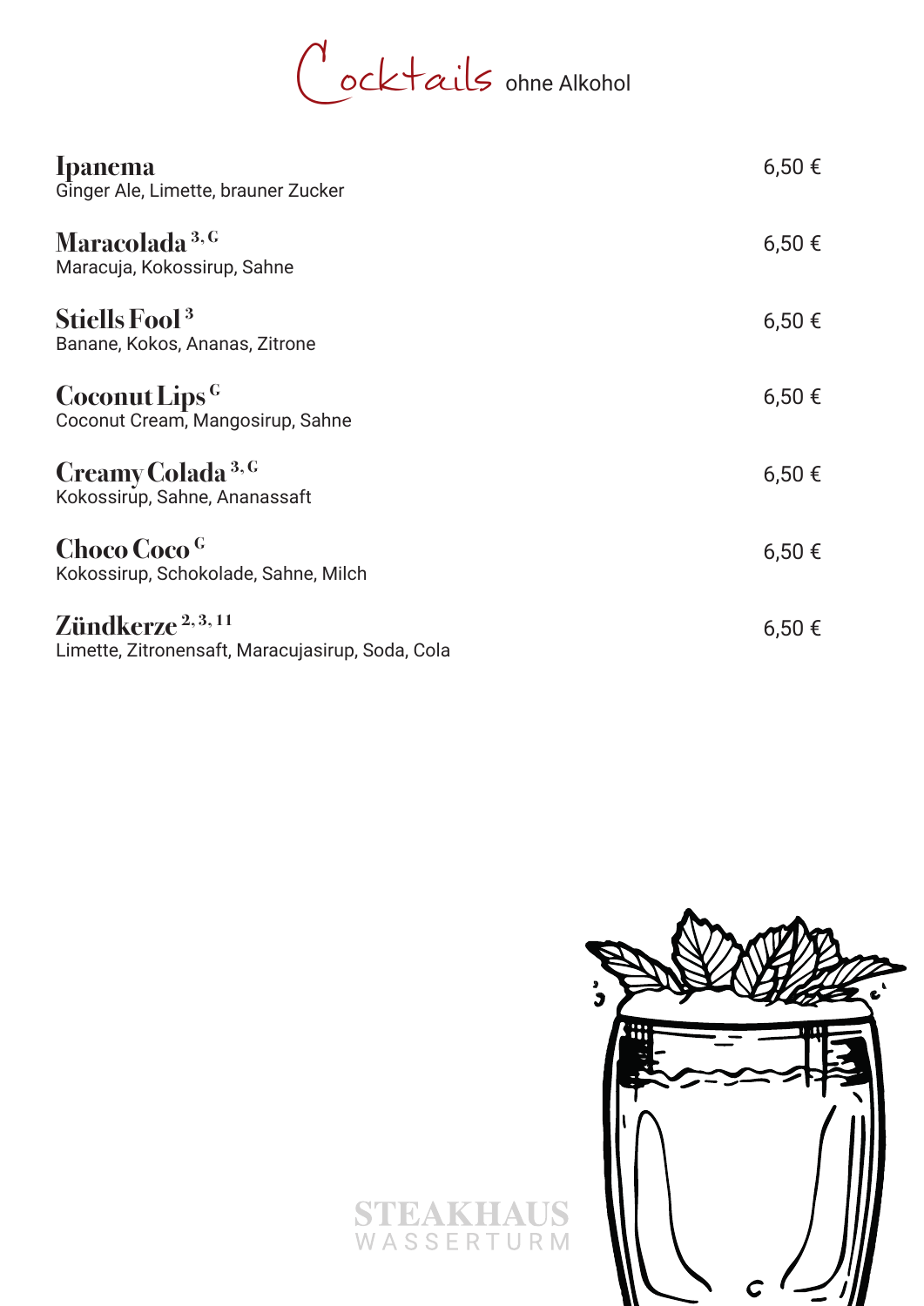# Cocktails ohne Alkohol

**Ipanema** — 6,50 €
Ginger Ale, Limette, brauner Zucker

**Maracolada** [3, G] — 6,50 €
Maracuja, Kokossirup, Sahne

**Stiells Fool** [3] — 6,50 €
Banane, Kokos, Ananas, Zitrone

**Coconut Lips** [G] — 6,50 €
Coconut Cream, Mangosirup, Sahne

**Creamy Colada** [3, G] — 6,50 €
Kokossirup, Sahne, Ananassaft

**Choco Coco** [G] — 6,50 €
Kokossirup, Schokolade, Sahne, Milch

**Zündkerze** [2, 3, 11] — 6,50 €
Limette, Zitronensaft, Maracujasirup, Soda, Cola

STEAKHAUS
WASSERTURM